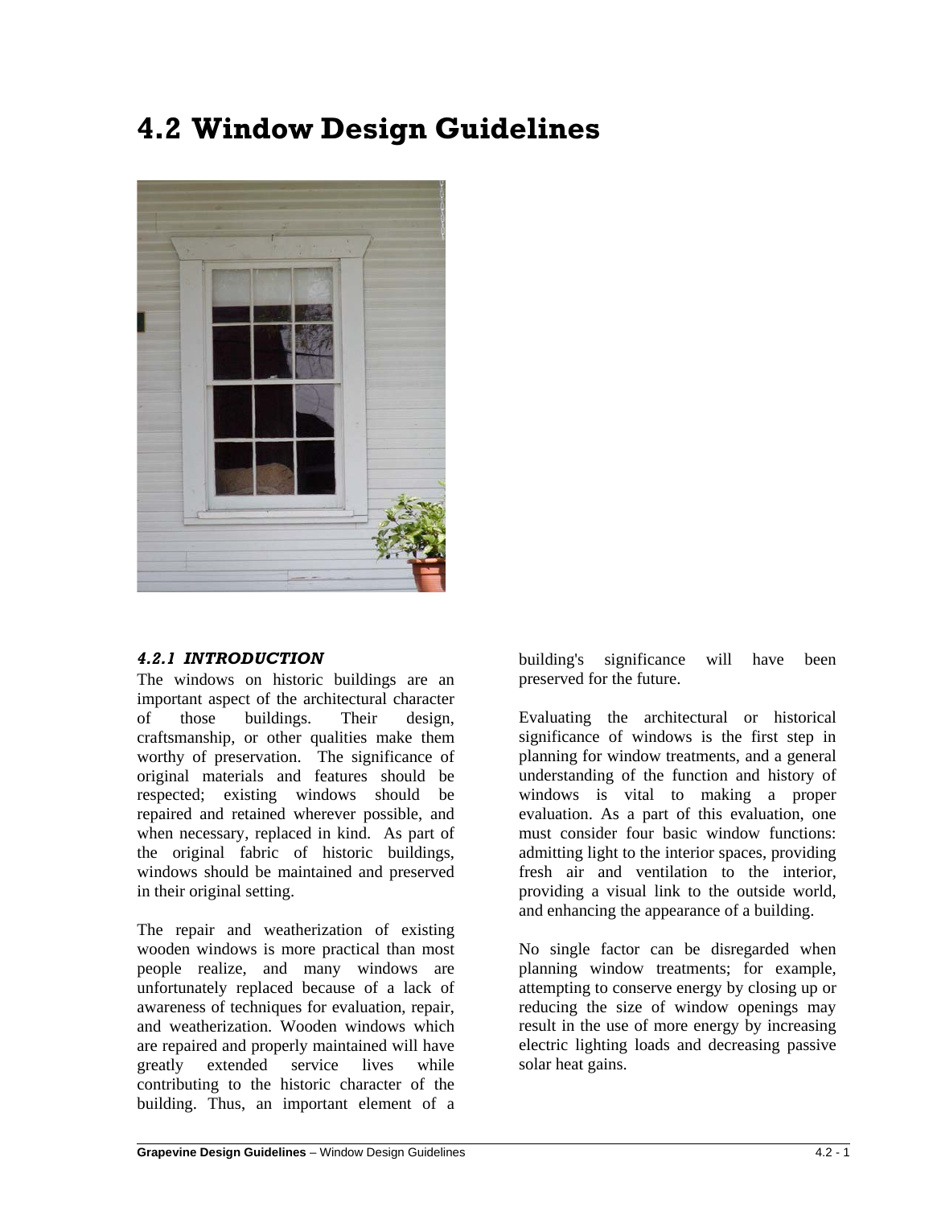# 4.2 Window Design Guidelines

#### *4.2.1 INTRODUCTION*

The windows on historic buildings are an important aspect of the architectural character of those buildings. Their design, craftsmanship, or other qualities make them worthy of preservation. The significance of original materials and features should be respected; existing windows should be repaired and retained wherever possible, and when necessary, replaced in kind. As part of the original fabric of historic buildings, windows should be maintained and preserved in their original setting.

The repair and weatherization of existing wooden windows is more practical than most people realize, and many windows are unfortunately replaced because of a lack of awareness of techniques for evaluation, repair, and weatherization. Wooden windows which are repaired and properly maintained will have greatly extended service lives while contributing to the historic character of the building. Thus, an important element of a building's significance will have been preserved for the future.

Evaluating the architectural or historical significance of windows is the first step in planning for window treatments, and a general understanding of the function and history of windows is vital to making a proper evaluation. As a part of this evaluation, one must consider four basic window functions: admitting light to the interior spaces, providing fresh air and ventilation to the interior, providing a visual link to the outside world, and enhancing the appearance of a building.

No single factor can be disregarded when planning window treatments; for example, attempting to conserve energy by closing up or reducing the size of window openings may result in the use of more energy by increasing electric lighting loads and decreasing passive solar heat gains.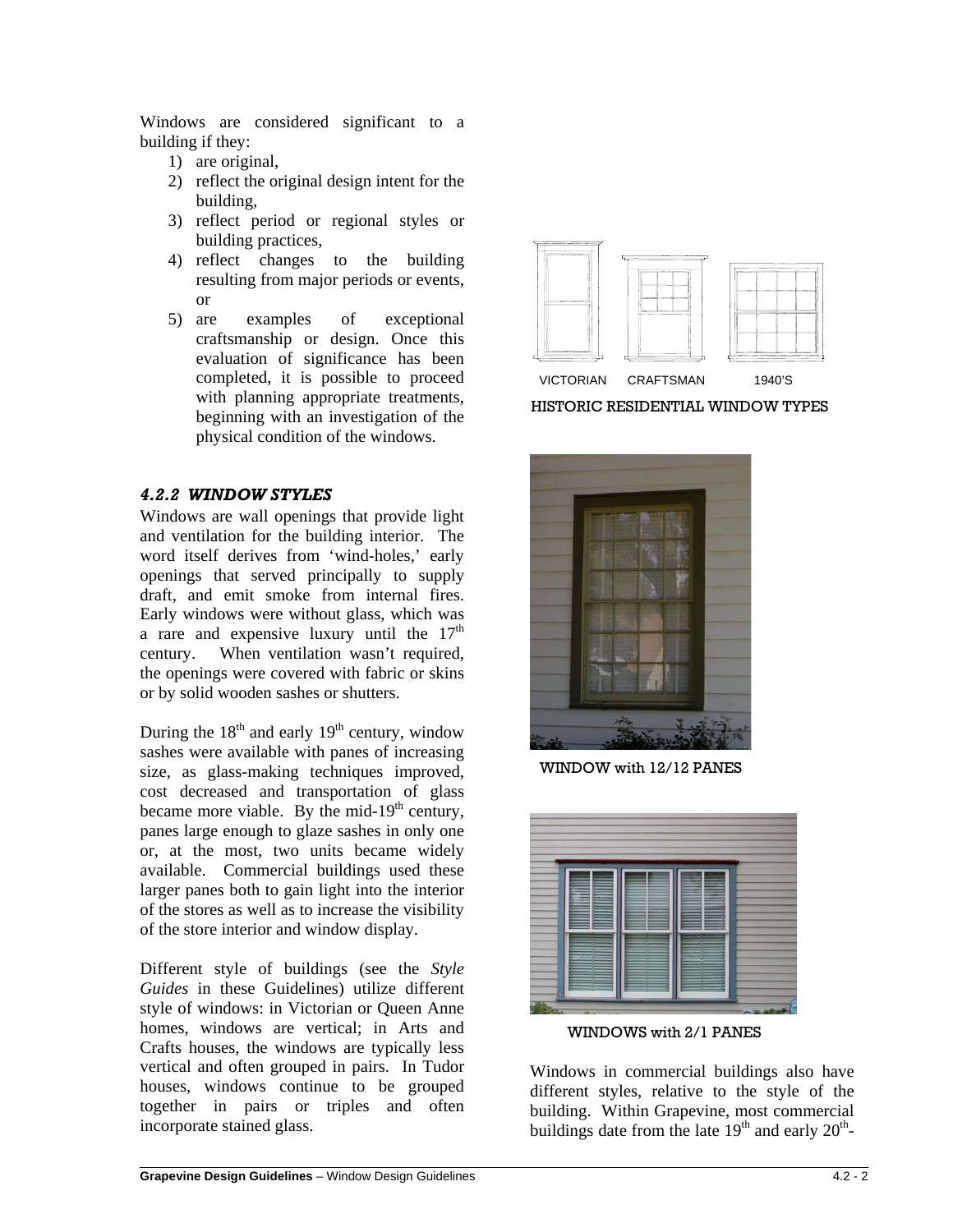Windows are considered significant to a building if they:

1) are original,
2) reflect the original design intent for the building,
3) reflect period or regional styles or building practices,
4) reflect changes to the building resulting from major periods or events, or
5) are examples of exceptional craftsmanship or design. Once this evaluation of significance has been completed, it is possible to proceed with planning appropriate treatments, beginning with an investigation of the physical condition of the windows.

### *4.2.2 WINDOW STYLES*

Windows are wall openings that provide light and ventilation for the building interior. The word itself derives from 'wind-holes,' early openings that served principally to supply draft, and emit smoke from internal fires. Early windows were without glass, which was a rare and expensive luxury until the 17th century. When ventilation wasn't required, the openings were covered with fabric or skins or by solid wooden sashes or shutters.

During the 18th and early 19th century, window sashes were available with panes of increasing size, as glass-making techniques improved, cost decreased and transportation of glass became more viable. By the mid-19th century, panes large enough to glaze sashes in only one or, at the most, two units became widely available. Commercial buildings used these larger panes both to gain light into the interior of the stores as well as to increase the visibility of the store interior and window display.

Different style of buildings (see the *Style Guides* in these Guidelines) utilize different style of windows: in Victorian or Queen Anne homes, windows are vertical; in Arts and Crafts houses, the windows are typically less vertical and often grouped in pairs. In Tudor houses, windows continue to be grouped together in pairs or triples and often incorporate stained glass.

VICTORIAN CRAFTSMAN 1940'S

HISTORIC RESIDENTIAL WINDOW TYPES

WINDOW with 12/12 PANES

WINDOWS with 2/1 PANES

Windows in commercial buildings also have different styles, relative to the style of the building. Within Grapevine, most commercial buildings date from the late 19th and early 20th-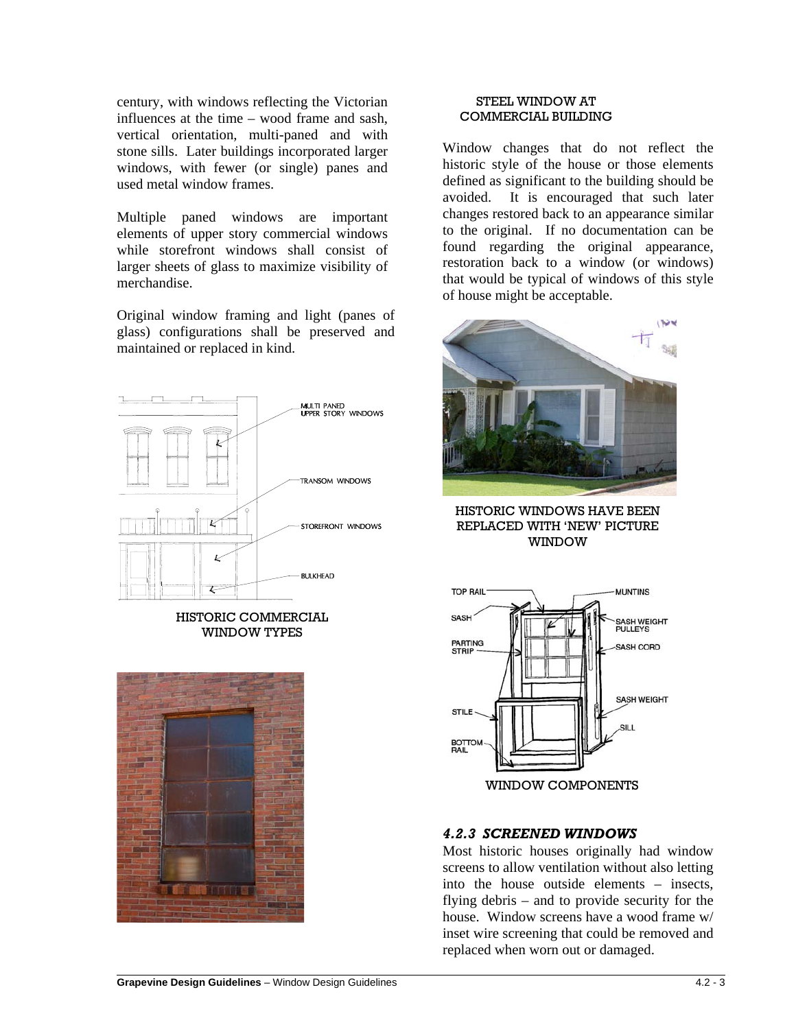century, with windows reflecting the Victorian influences at the time – wood frame and sash, vertical orientation, multi-paned and with stone sills. Later buildings incorporated larger windows, with fewer (or single) panes and used metal window frames.

Multiple paned windows are important elements of upper story commercial windows while storefront windows shall consist of larger sheets of glass to maximize visibility of merchandise.

Original window framing and light (panes of glass) configurations shall be preserved and maintained or replaced in kind.

HISTORIC COMMERCIAL WINDOW TYPES

STEEL WINDOW AT COMMERCIAL BUILDING

Window changes that do not reflect the historic style of the house or those elements defined as significant to the building should be avoided. It is encouraged that such later changes restored back to an appearance similar to the original. If no documentation can be found regarding the original appearance, restoration back to a window (or windows) that would be typical of windows of this style of house might be acceptable.

HISTORIC WINDOWS HAVE BEEN REPLACED WITH 'NEW' PICTURE WINDOW

WINDOW COMPONENTS

### *4.2.3 SCREENED WINDOWS*

Most historic houses originally had window screens to allow ventilation without also letting into the house outside elements – insects, flying debris – and to provide security for the house. Window screens have a wood frame w/ inset wire screening that could be removed and replaced when worn out or damaged.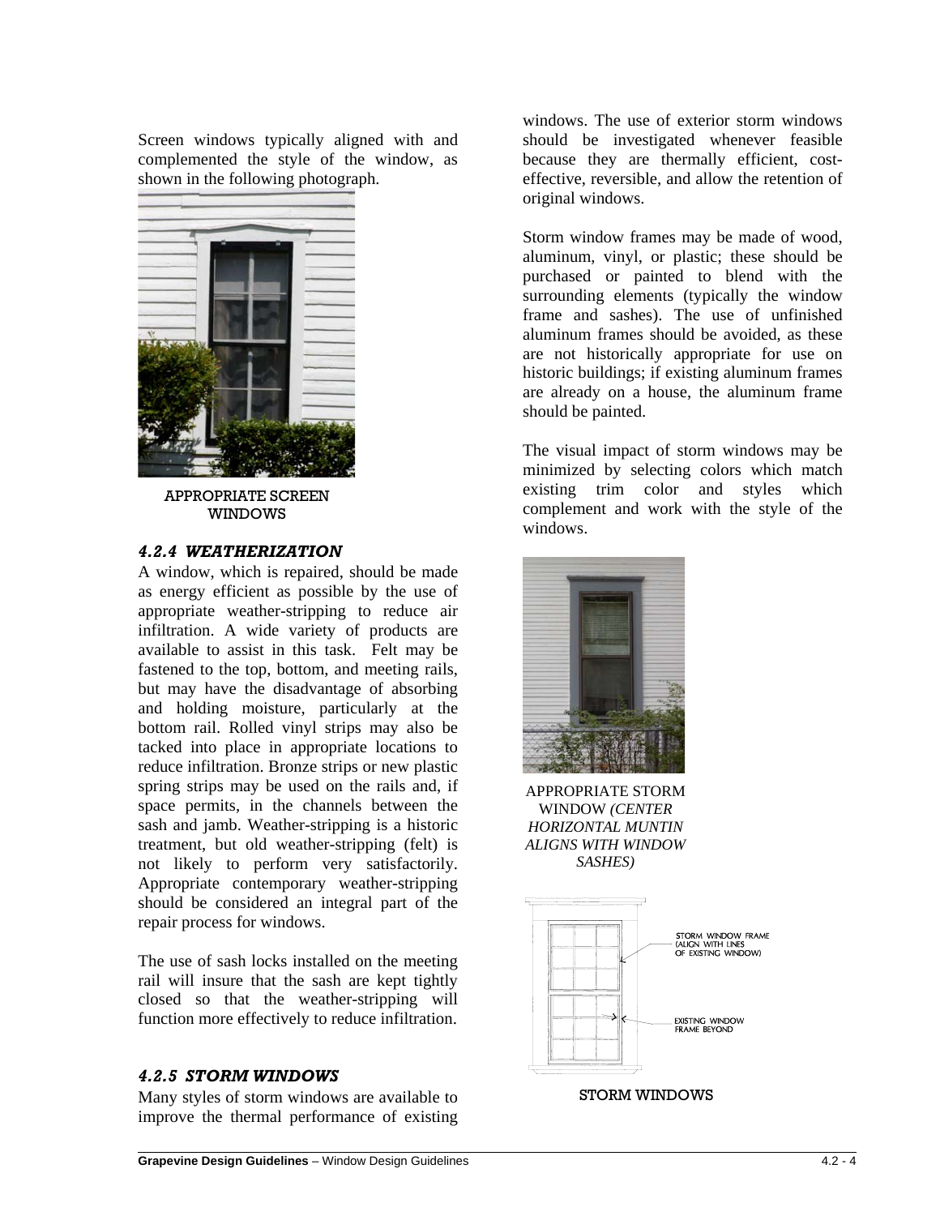Screen windows typically aligned with and complemented the style of the window, as shown in the following photograph.

APPROPRIATE SCREEN WINDOWS

### *4.2.4 WEATHERIZATION*

A window, which is repaired, should be made as energy efficient as possible by the use of appropriate weather-stripping to reduce air infiltration. A wide variety of products are available to assist in this task. Felt may be fastened to the top, bottom, and meeting rails, but may have the disadvantage of absorbing and holding moisture, particularly at the bottom rail. Rolled vinyl strips may also be tacked into place in appropriate locations to reduce infiltration. Bronze strips or new plastic spring strips may be used on the rails and, if space permits, in the channels between the sash and jamb. Weather-stripping is a historic treatment, but old weather-stripping (felt) is not likely to perform very satisfactorily. Appropriate contemporary weather-stripping should be considered an integral part of the repair process for windows.

The use of sash locks installed on the meeting rail will insure that the sash are kept tightly closed so that the weather-stripping will function more effectively to reduce infiltration.

### *4.2.5 STORM WINDOWS*

Many styles of storm windows are available to improve the thermal performance of existing windows. The use of exterior storm windows should be investigated whenever feasible because they are thermally efficient, cost-effective, reversible, and allow the retention of original windows.

Storm window frames may be made of wood, aluminum, vinyl, or plastic; these should be purchased or painted to blend with the surrounding elements (typically the window frame and sashes). The use of unfinished aluminum frames should be avoided, as these are not historically appropriate for use on historic buildings; if existing aluminum frames are already on a house, the aluminum frame should be painted.

The visual impact of storm windows may be minimized by selecting colors which match existing trim color and styles which complement and work with the style of the windows.

APPROPRIATE STORM WINDOW *(CENTER HORIZONTAL MUNTIN ALIGNS WITH WINDOW SASHES)*

STORM WINDOW FRAME (ALIGN WITH LINES OF EXISTING WINDOW)

EXISTING WINDOW FRAME BEYOND

STORM WINDOWS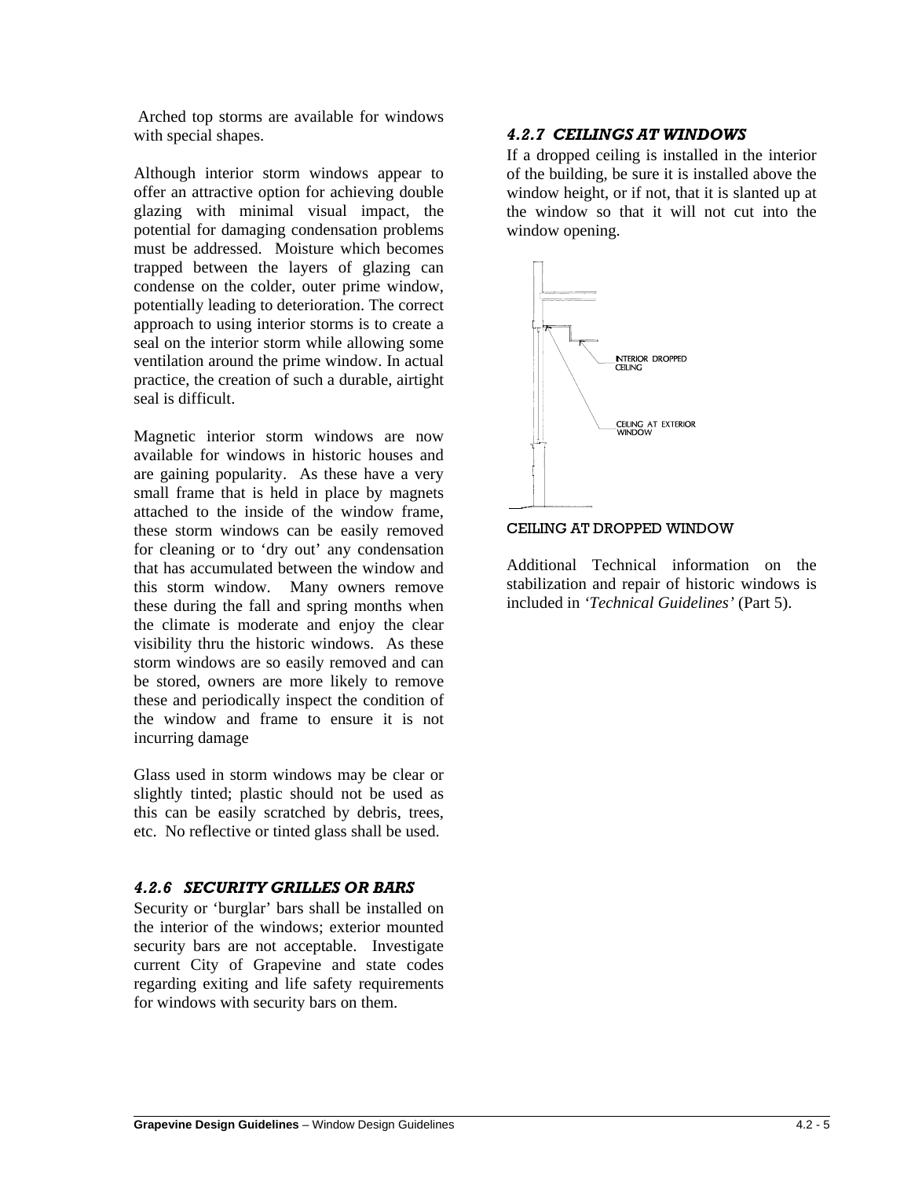Arched top storms are available for windows with special shapes.

Although interior storm windows appear to offer an attractive option for achieving double glazing with minimal visual impact, the potential for damaging condensation problems must be addressed. Moisture which becomes trapped between the layers of glazing can condense on the colder, outer prime window, potentially leading to deterioration. The correct approach to using interior storms is to create a seal on the interior storm while allowing some ventilation around the prime window. In actual practice, the creation of such a durable, airtight seal is difficult.

Magnetic interior storm windows are now available for windows in historic houses and are gaining popularity. As these have a very small frame that is held in place by magnets attached to the inside of the window frame, these storm windows can be easily removed for cleaning or to 'dry out' any condensation that has accumulated between the window and this storm window. Many owners remove these during the fall and spring months when the climate is moderate and enjoy the clear visibility thru the historic windows. As these storm windows are so easily removed and can be stored, owners are more likely to remove these and periodically inspect the condition of the window and frame to ensure it is not incurring damage

Glass used in storm windows may be clear or slightly tinted; plastic should not be used as this can be easily scratched by debris, trees, etc. No reflective or tinted glass shall be used.

### *4.2.6 SECURITY GRILLES OR BARS*

Security or 'burglar' bars shall be installed on the interior of the windows; exterior mounted security bars are not acceptable. Investigate current City of Grapevine and state codes regarding exiting and life safety requirements for windows with security bars on them.

### *4.2.7 CEILINGS AT WINDOWS*

If a dropped ceiling is installed in the interior of the building, be sure it is installed above the window height, or if not, that it is slanted up at the window so that it will not cut into the window opening.

INTERIOR DROPPED CEILING

CEILING AT EXTERIOR WINDOW

CEILING AT DROPPED WINDOW

Additional Technical information on the stabilization and repair of historic windows is included in *'Technical Guidelines'* (Part 5).